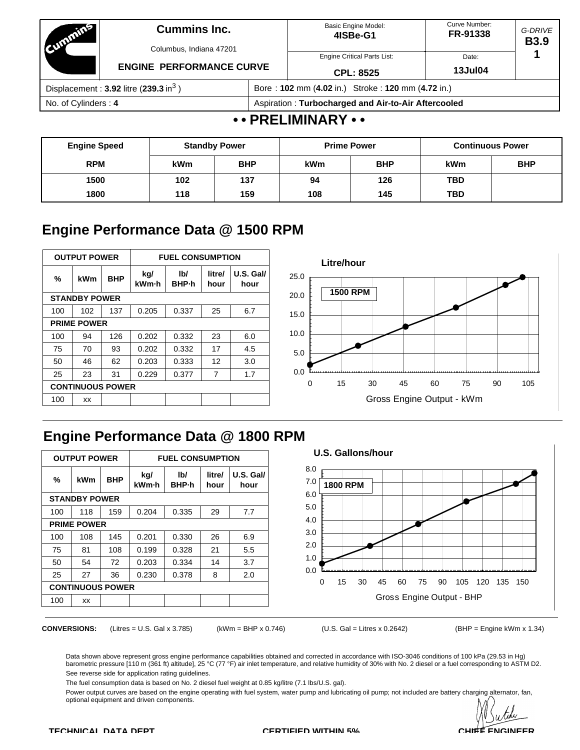**Cummins Inc.**

Columbus, Indiana 47201

**ENGINE PERFORMANCE CURVE**

| Basic Engine Model: | Curve Number: | *G-DRIVE* |
|---|---|---|
| **4ISBe-G1** | **FR-91338** | **B3.9 1** |
| Engine Critical Parts List: **CPL: 8525** | Date: **13Jul04** | |

| | |
|---|---|
| Displacement : **3.92** litre (**239.3** in$^3$ ) | Bore : **102** mm (**4.02** in.) Stroke : **120** mm (**4.72** in.) |
| No. of Cylinders : **4** | Aspiration : **Turbocharged and Air-to-Air Aftercooled** |

## • • PRELIMINARY • •

| Engine Speed | Standby Power | | Prime Power | | Continuous Power | |
|---|---|---|---|---|---|---|
| RPM | kWm | BHP | kWm | BHP | kWm | BHP |
| 1500 | 102 | 137 | 94 | 126 | TBD | |
| 1800 | 118 | 159 | 108 | 145 | TBD | |

## Engine Performance Data @ 1500 RPM

| OUTPUT POWER | | | FUEL CONSUMPTION | | | |
|---|---|---|---|---|---|---|
| % | kWm | BHP | kg/ kWm·h | lb/ BHP·h | litre/ hour | U.S. Gal/ hour |
| **STANDBY POWER** | | | | | | |
| 100 | 102 | 137 | 0.205 | 0.337 | 25 | 6.7 |
| **PRIME POWER** | | | | | | |
| 100 | 94 | 126 | 0.202 | 0.332 | 23 | 6.0 |
| 75 | 70 | 93 | 0.202 | 0.332 | 17 | 4.5 |
| 50 | 46 | 62 | 0.203 | 0.333 | 12 | 3.0 |
| 25 | 23 | 31 | 0.229 | 0.377 | 7 | 1.7 |
| **CONTINUOUS POWER** | | | | | | |
| 100 | xx | | | | | |

Litre/hour — 1500 RPM — Gross Engine Output - kWm

## Engine Performance Data @ 1800 RPM

| OUTPUT POWER | | | FUEL CONSUMPTION | | | |
|---|---|---|---|---|---|---|
| % | kWm | BHP | kg/ kWm·h | lb/ BHP·h | litre/ hour | U.S. Gal/ hour |
| **STANDBY POWER** | | | | | | |
| 100 | 118 | 159 | 0.204 | 0.335 | 29 | 7.7 |
| **PRIME POWER** | | | | | | |
| 100 | 108 | 145 | 0.201 | 0.330 | 26 | 6.9 |
| 75 | 81 | 108 | 0.199 | 0.328 | 21 | 5.5 |
| 50 | 54 | 72 | 0.203 | 0.334 | 14 | 3.7 |
| 25 | 27 | 36 | 0.230 | 0.378 | 8 | 2.0 |
| **CONTINUOUS POWER** | | | | | | |
| 100 | xx | | | | | |

U.S. Gallons/hour — 1800 RPM — Gross Engine Output - BHP

**CONVERSIONS:** (Litres = U.S. Gal x 3.785) (kWm = BHP x 0.746) (U.S. Gal = Litres x 0.2642) (BHP = Engine kWm x 1.34)

Data shown above represent gross engine performance capabilities obtained and corrected in accordance with ISO-3046 conditions of 100 kPa (29.53 in Hg) barometric pressure [110 m (361 ft) altitude], 25 °C (77 °F) air inlet temperature, and relative humidity of 30% with No. 2 diesel or a fuel corresponding to ASTM D2. See reverse side for application rating guidelines.

The fuel consumption data is based on No. 2 diesel fuel weight at 0.85 kg/litre (7.1 lbs/U.S. gal).

Power output curves are based on the engine operating with fuel system, water pump and lubricating oil pump; not included are battery charging alternator, fan, optional equipment and driven components.

TECHNICAL DATA DEPT CERTIFIED WITHIN 5% CHIEF ENGINEER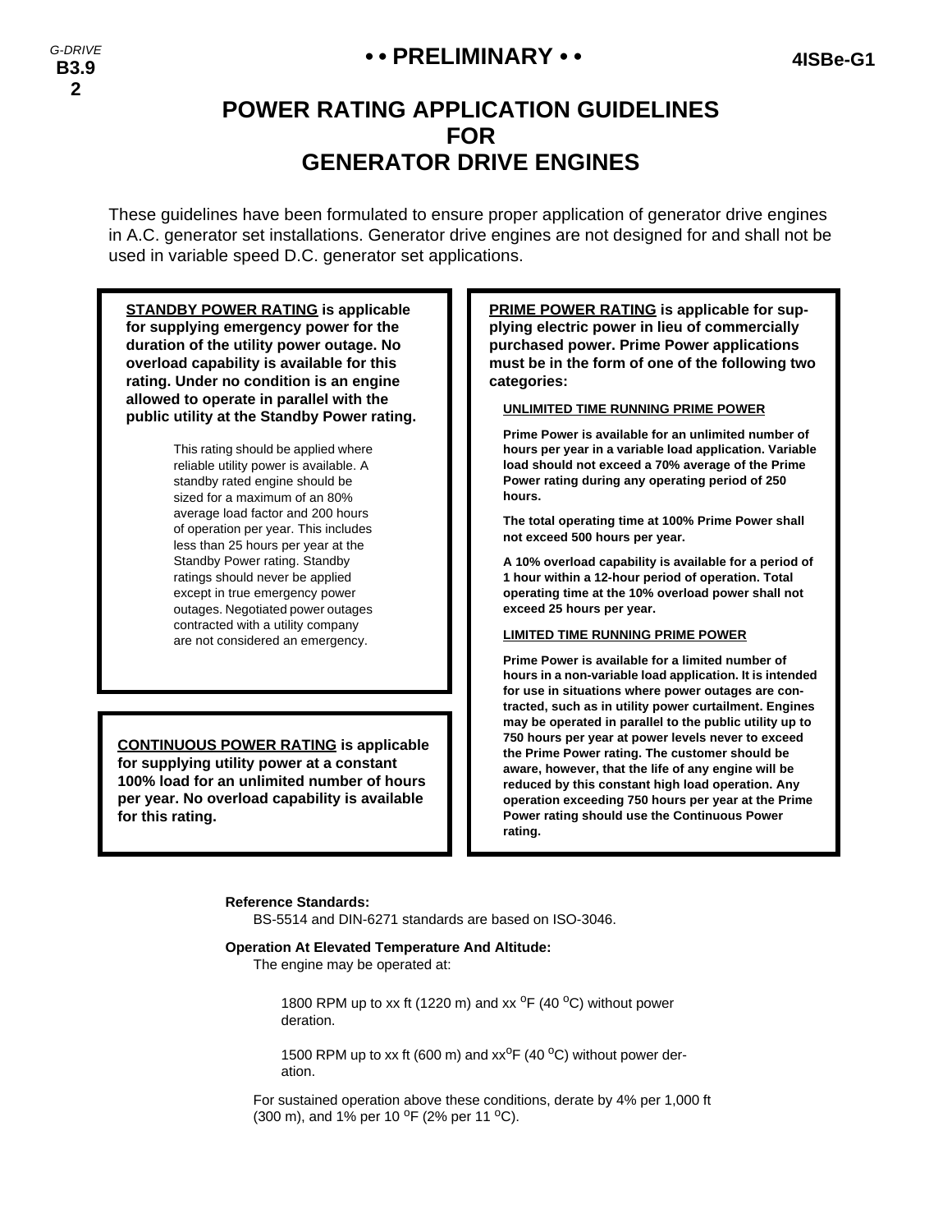**• • PRELIMINARY • •**

# POWER RATING APPLICATION GUIDELINES FOR GENERATOR DRIVE ENGINES

These guidelines have been formulated to ensure proper application of generator drive engines in A.C. generator set installations. Generator drive engines are not designed for and shall not be used in variable speed D.C. generator set applications.

**STANDBY POWER RATING is applicable for supplying emergency power for the duration of the utility power outage. No overload capability is available for this rating. Under no condition is an engine allowed to operate in parallel with the public utility at the Standby Power rating.**

This rating should be applied where reliable utility power is available. A standby rated engine should be sized for a maximum of an 80% average load factor and 200 hours of operation per year. This includes less than 25 hours per year at the Standby Power rating. Standby ratings should never be applied except in true emergency power outages. Negotiated power outages contracted with a utility company are not considered an emergency.

**CONTINUOUS POWER RATING is applicable for supplying utility power at a constant 100% load for an unlimited number of hours per year. No overload capability is available for this rating.**

**PRIME POWER RATING is applicable for supplying electric power in lieu of commercially purchased power. Prime Power applications must be in the form of one of the following two categories:**

**UNLIMITED TIME RUNNING PRIME POWER**

**Prime Power is available for an unlimited number of hours per year in a variable load application. Variable load should not exceed a 70% average of the Prime Power rating during any operating period of 250 hours.**

**The total operating time at 100% Prime Power shall not exceed 500 hours per year.**

**A 10% overload capability is available for a period of 1 hour within a 12-hour period of operation. Total operating time at the 10% overload power shall not exceed 25 hours per year.**

**LIMITED TIME RUNNING PRIME POWER**

**Prime Power is available for a limited number of hours in a non-variable load application. It is intended for use in situations where power outages are contracted, such as in utility power curtailment. Engines may be operated in parallel to the public utility up to 750 hours per year at power levels never to exceed the Prime Power rating. The customer should be aware, however, that the life of any engine will be reduced by this constant high load operation. Any operation exceeding 750 hours per year at the Prime Power rating should use the Continuous Power rating.**

**Reference Standards:**

BS-5514 and DIN-6271 standards are based on ISO-3046.

**Operation At Elevated Temperature And Altitude:**

The engine may be operated at:

1800 RPM up to xx ft (1220 m) and xx $^{o}$F (40 $^{o}$C) without power deration.

1500 RPM up to xx ft (600 m) and xx$^{o}$F (40 $^{o}$C) without power deration.

For sustained operation above these conditions, derate by 4% per 1,000 ft (300 m), and 1% per 10 $^{o}$F (2% per 11 $^{o}$C).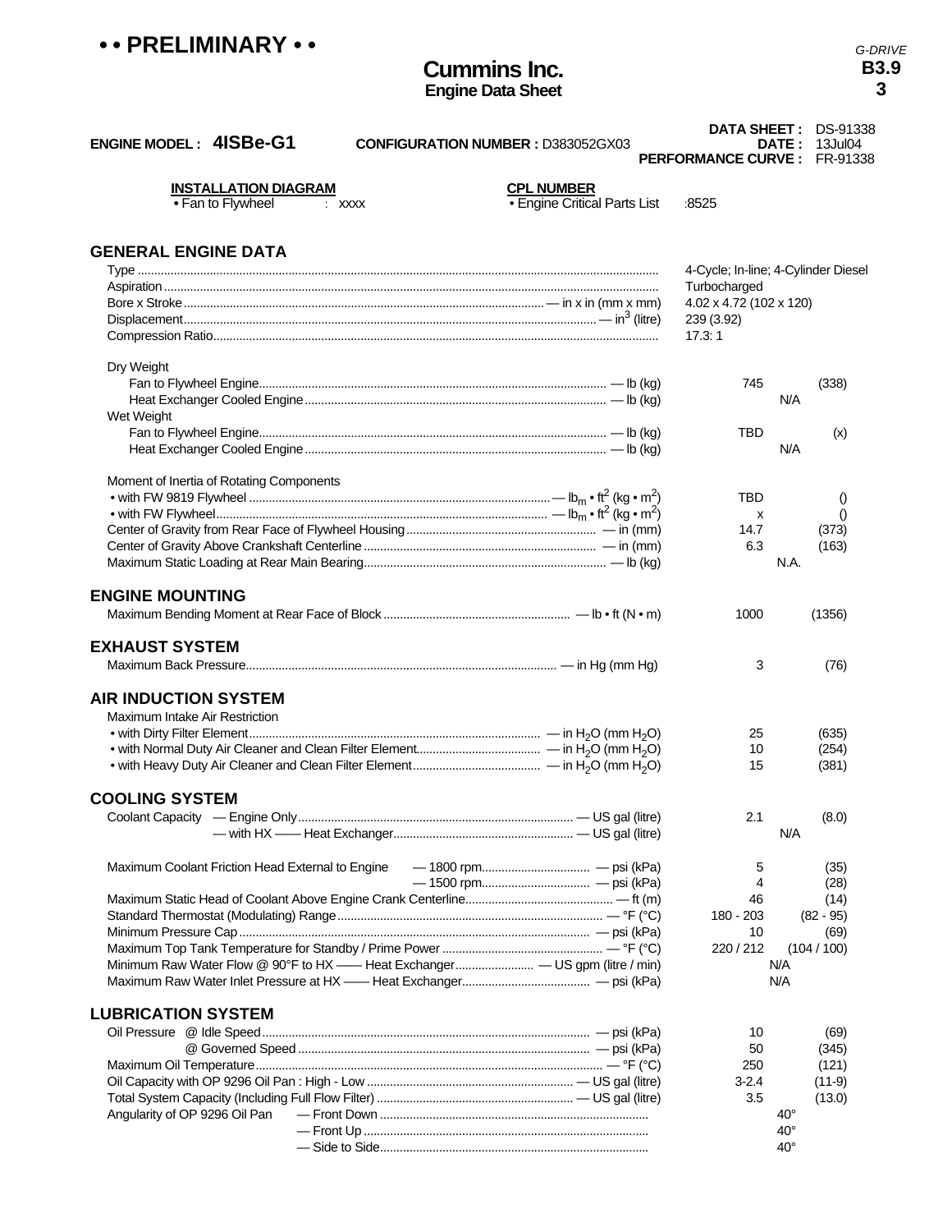**• • PRELIMINARY • •**

*G-DRIVE*
**B3.9**
**3**

# Cummins Inc.
**Engine Data Sheet**

**ENGINE MODEL : 4ISBe-G1** **CONFIGURATION NUMBER :** D383052GX03

**DATA SHEET :** DS-91338
**DATE :** 13Jul04
**PERFORMANCE CURVE :** FR-91338

**INSTALLATION DIAGRAM**
• Fan to Flywheel : xxxx

**CPL NUMBER**
• Engine Critical Parts List :8525

## GENERAL ENGINE DATA

| Item | Value |
|---|---|
| Type | 4-Cycle; In-line; 4-Cylinder Diesel |
| Aspiration | Turbocharged |
| Bore x Stroke — in x in (mm x mm) | 4.02 x 4.72 (102 x 120) |
| Displacement — $in^3$ (litre) | 239 (3.92) |
| Compression Ratio | 17.3: 1 |

| Item | Value | Metric |
|---|---|---|
| Dry Weight | | |
| Fan to Flywheel Engine — lb (kg) | 745 | (338) |
| Heat Exchanger Cooled Engine — lb (kg) | N/A | |
| Wet Weight | | |
| Fan to Flywheel Engine — lb (kg) | TBD | (x) |
| Heat Exchanger Cooled Engine — lb (kg) | N/A | |
| Moment of Inertia of Rotating Components | | |
| • with FW 9819 Flywheel — $lb_m \cdot ft^2$ ($kg \cdot m^2$) | TBD | () |
| • with FW Flywheel — $lb_m \cdot ft^2$ ($kg \cdot m^2$) | x | () |
| Center of Gravity from Rear Face of Flywheel Housing — in (mm) | 14.7 | (373) |
| Center of Gravity Above Crankshaft Centerline — in (mm) | 6.3 | (163) |
| Maximum Static Loading at Rear Main Bearing — lb (kg) | N.A. | |

## ENGINE MOUNTING

| Item | Value | Metric |
|---|---|---|
| Maximum Bending Moment at Rear Face of Block — lb • ft (N • m) | 1000 | (1356) |

## EXHAUST SYSTEM

| Item | Value | Metric |
|---|---|---|
| Maximum Back Pressure — in Hg (mm Hg) | 3 | (76) |

## AIR INDUCTION SYSTEM

| Item | Value | Metric |
|---|---|---|
| Maximum Intake Air Restriction | | |
| • with Dirty Filter Element — in $H_2O$ (mm $H_2O$) | 25 | (635) |
| • with Normal Duty Air Cleaner and Clean Filter Element — in $H_2O$ (mm $H_2O$) | 10 | (254) |
| • with Heavy Duty Air Cleaner and Clean Filter Element — in $H_2O$ (mm $H_2O$) | 15 | (381) |

## COOLING SYSTEM

| Item | Value | Metric |
|---|---|---|
| Coolant Capacity — Engine Only — US gal (litre) | 2.1 | (8.0) |
| — with HX —— Heat Exchanger — US gal (litre) | N/A | |
| Maximum Coolant Friction Head External to Engine — 1800 rpm — psi (kPa) | 5 | (35) |
| — 1500 rpm — psi (kPa) | 4 | (28) |
| Maximum Static Head of Coolant Above Engine Crank Centerline — ft (m) | 46 | (14) |
| Standard Thermostat (Modulating) Range — °F (°C) | 180 - 203 | (82 - 95) |
| Minimum Pressure Cap — psi (kPa) | 10 | (69) |
| Maximum Top Tank Temperature for Standby / Prime Power — °F (°C) | 220 / 212 | (104 / 100) |
| Minimum Raw Water Flow @ 90°F to HX —— Heat Exchanger — US gpm (litre / min) | N/A | |
| Maximum Raw Water Inlet Pressure at HX —— Heat Exchanger — psi (kPa) | N/A | |

## LUBRICATION SYSTEM

| Item | Value | Metric |
|---|---|---|
| Oil Pressure @ Idle Speed — psi (kPa) | 10 | (69) |
| @ Governed Speed — psi (kPa) | 50 | (345) |
| Maximum Oil Temperature — °F (°C) | 250 | (121) |
| Oil Capacity with OP 9296 Oil Pan : High - Low — US gal (litre) | 3-2.4 | (11-9) |
| Total System Capacity (Including Full Flow Filter) — US gal (litre) | 3.5 | (13.0) |
| Angularity of OP 9296 Oil Pan — Front Down | 40° | |
| — Front Up | 40° | |
| — Side to Side | 40° | |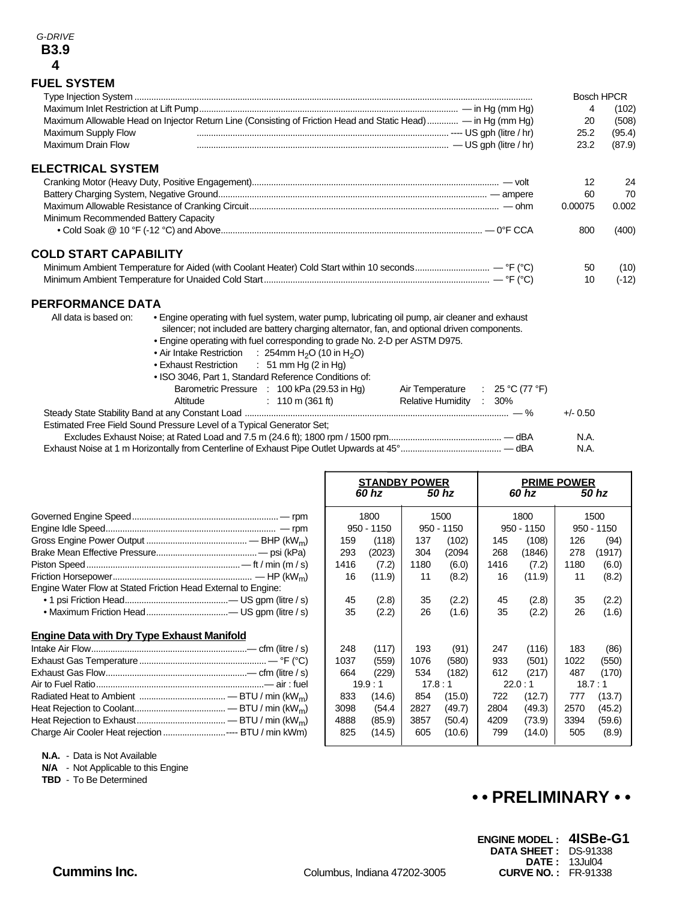*G-DRIVE*
**B3.9**
**4**

## FUEL SYSTEM

| | | | |
|---|---|---|---|
| Type Injection System | | Bosch HPCR | |
| Maximum Inlet Restriction at Lift Pump | — in Hg (mm Hg) | 4 | (102) |
| Maximum Allowable Head on Injector Return Line (Consisting of Friction Head and Static Head) | — in Hg (mm Hg) | 20 | (508) |
| Maximum Supply Flow | ---- US gph (litre / hr) | 25.2 | (95.4) |
| Maximum Drain Flow | — US gph (litre / hr) | 23.2 | (87.9) |

## ELECTRICAL SYSTEM

| | | | |
|---|---|---|---|
| Cranking Motor (Heavy Duty, Positive Engagement) | — volt | 12 | 24 |
| Battery Charging System, Negative Ground | — ampere | 60 | 70 |
| Maximum Allowable Resistance of Cranking Circuit | — ohm | 0.00075 | 0.002 |
| Minimum Recommended Battery Capacity | | | |
| • Cold Soak @ 10 °F (-12 °C) and Above | — 0°F CCA | 800 | (400) |

## COLD START CAPABILITY

| | | | |
|---|---|---|---|
| Minimum Ambient Temperature for Aided (with Coolant Heater) Cold Start within 10 seconds | — °F (°C) | 50 | (10) |
| Minimum Ambient Temperature for Unaided Cold Start | — °F (°C) | 10 | (-12) |

## PERFORMANCE DATA

All data is based on:
- Engine operating with fuel system, water pump, lubricating oil pump, air cleaner and exhaust silencer; not included are battery charging alternator, fan, and optional driven components.
- Engine operating with fuel corresponding to grade No. 2-D per ASTM D975.
- Air Intake Restriction : 254mm $H_2O$ (10 in $H_2O$)
- Exhaust Restriction : 51 mm Hg (2 in Hg)
- ISO 3046, Part 1, Standard Reference Conditions of:
  - Barometric Pressure : 100 kPa (29.53 in Hg) — Air Temperature : 25 °C (77 °F)
  - Altitude : 110 m (361 ft) — Relative Humidity : 30%

| | | |
|---|---|---|
| Steady State Stability Band at any Constant Load | — % | +/- 0.50 |
| Estimated Free Field Sound Pressure Level of a Typical Generator Set; Excludes Exhaust Noise; at Rated Load and 7.5 m (24.6 ft); 1800 rpm / 1500 rpm | — dBA | N.A. |
| Exhaust Noise at 1 m Horizontally from Centerline of Exhaust Pipe Outlet Upwards at 45° | — dBA | N.A. |

| | STANDBY POWER | | | | PRIME POWER | | | |
|---|---|---|---|---|---|---|---|---|
| | 60 hz | | 50 hz | | 60 hz | | 50 hz | |
| Governed Engine Speed — rpm | 1800 | | 1500 | | 1800 | | 1500 | |
| Engine Idle Speed — rpm | 950 - 1150 | | 950 - 1150 | | 950 - 1150 | | 950 - 1150 | |
| Gross Engine Power Output — BHP ($kW_m$) | 159 | (118) | 137 | (102) | 145 | (108) | 126 | (94) |
| Brake Mean Effective Pressure — psi (kPa) | 293 | (2023) | 304 | (2094 | 268 | (1846) | 278 | (1917) |
| Piston Speed — ft / min (m / s) | 1416 | (7.2) | 1180 | (6.0) | 1416 | (7.2) | 1180 | (6.0) |
| Friction Horsepower — HP ($kW_m$) | 16 | (11.9) | 11 | (8.2) | 16 | (11.9) | 11 | (8.2) |
| Engine Water Flow at Stated Friction Head External to Engine: | | | | | | | | |
| • 1 psi Friction Head — US gpm (litre / s) | 45 | (2.8) | 35 | (2.2) | 45 | (2.8) | 35 | (2.2) |
| • Maximum Friction Head — US gpm (litre / s) | 35 | (2.2) | 26 | (1.6) | 35 | (2.2) | 26 | (1.6) |
| **Engine Data with Dry Type Exhaust Manifold** | | | | | | | | |
| Intake Air Flow — cfm (litre / s) | 248 | (117) | 193 | (91) | 247 | (116) | 183 | (86) |
| Exhaust Gas Temperature — °F (°C) | 1037 | (559) | 1076 | (580) | 933 | (501) | 1022 | (550) |
| Exhaust Gas Flow — cfm (litre / s) | 664 | (229) | 534 | (182) | 612 | (217) | 487 | (170) |
| Air to Fuel Ratio — air : fuel | 19.9 : 1 | | 17.8 : 1 | | 22.0 : 1 | | 18.7 : 1 | |
| Radiated Heat to Ambient — BTU / min ($kW_m$) | 833 | (14.6) | 854 | (15.0) | 722 | (12.7) | 777 | (13.7) |
| Heat Rejection to Coolant — BTU / min ($kW_m$) | 3098 | (54.4 | 2827 | (49.7) | 2804 | (49.3) | 2570 | (45.2) |
| Heat Rejection to Exhaust — BTU / min ($kW_m$) | 4888 | (85.9) | 3857 | (50.4) | 4209 | (73.9) | 3394 | (59.6) |
| Charge Air Cooler Heat rejection ---- BTU / min kWm) | 825 | (14.5) | 605 | (10.6) | 799 | (14.0) | 505 | (8.9) |

**N.A.** - Data is Not Available
**N/A** - Not Applicable to this Engine
**TBD** - To Be Determined

**• • PRELIMINARY • •**

**ENGINE MODEL :** **4ISBe-G1**
**DATA SHEET :** DS-91338
**DATE :** 13Jul04
**CURVE NO. :** FR-91338

**Cummins Inc.** Columbus, Indiana 47202-3005